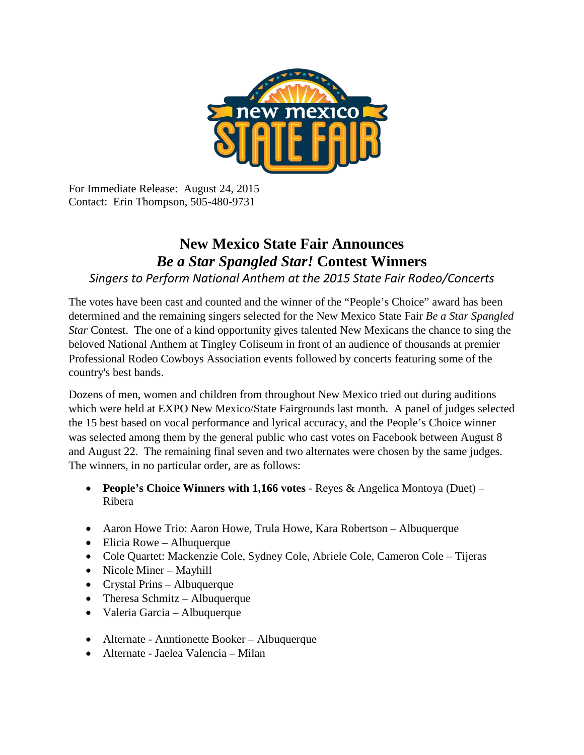For Immediate Release: August 24, 2015
Contact: Erin Thompson, 505-480-9731

# New Mexico State Fair Announces *Be a Star Spangled Star!* Contest Winners

*Singers to Perform National Anthem at the 2015 State Fair Rodeo/Concerts*

The votes have been cast and counted and the winner of the "People's Choice" award has been determined and the remaining singers selected for the New Mexico State Fair *Be a Star Spangled Star* Contest. The one of a kind opportunity gives talented New Mexicans the chance to sing the beloved National Anthem at Tingley Coliseum in front of an audience of thousands at premier Professional Rodeo Cowboys Association events followed by concerts featuring some of the country's best bands.

Dozens of men, women and children from throughout New Mexico tried out during auditions which were held at EXPO New Mexico/State Fairgrounds last month. A panel of judges selected the 15 best based on vocal performance and lyrical accuracy, and the People's Choice winner was selected among them by the general public who cast votes on Facebook between August 8 and August 22. The remaining final seven and two alternates were chosen by the same judges. The winners, in no particular order, are as follows:

- **People's Choice Winners with 1,166 votes** - Reyes & Angelica Montoya (Duet) – Ribera

- Aaron Howe Trio: Aaron Howe, Trula Howe, Kara Robertson – Albuquerque
- Elicia Rowe – Albuquerque
- Cole Quartet: Mackenzie Cole, Sydney Cole, Abriele Cole, Cameron Cole – Tijeras
- Nicole Miner – Mayhill
- Crystal Prins – Albuquerque
- Theresa Schmitz – Albuquerque
- Valeria Garcia – Albuquerque

- Alternate - Anntionette Booker – Albuquerque
- Alternate - Jaelea Valencia – Milan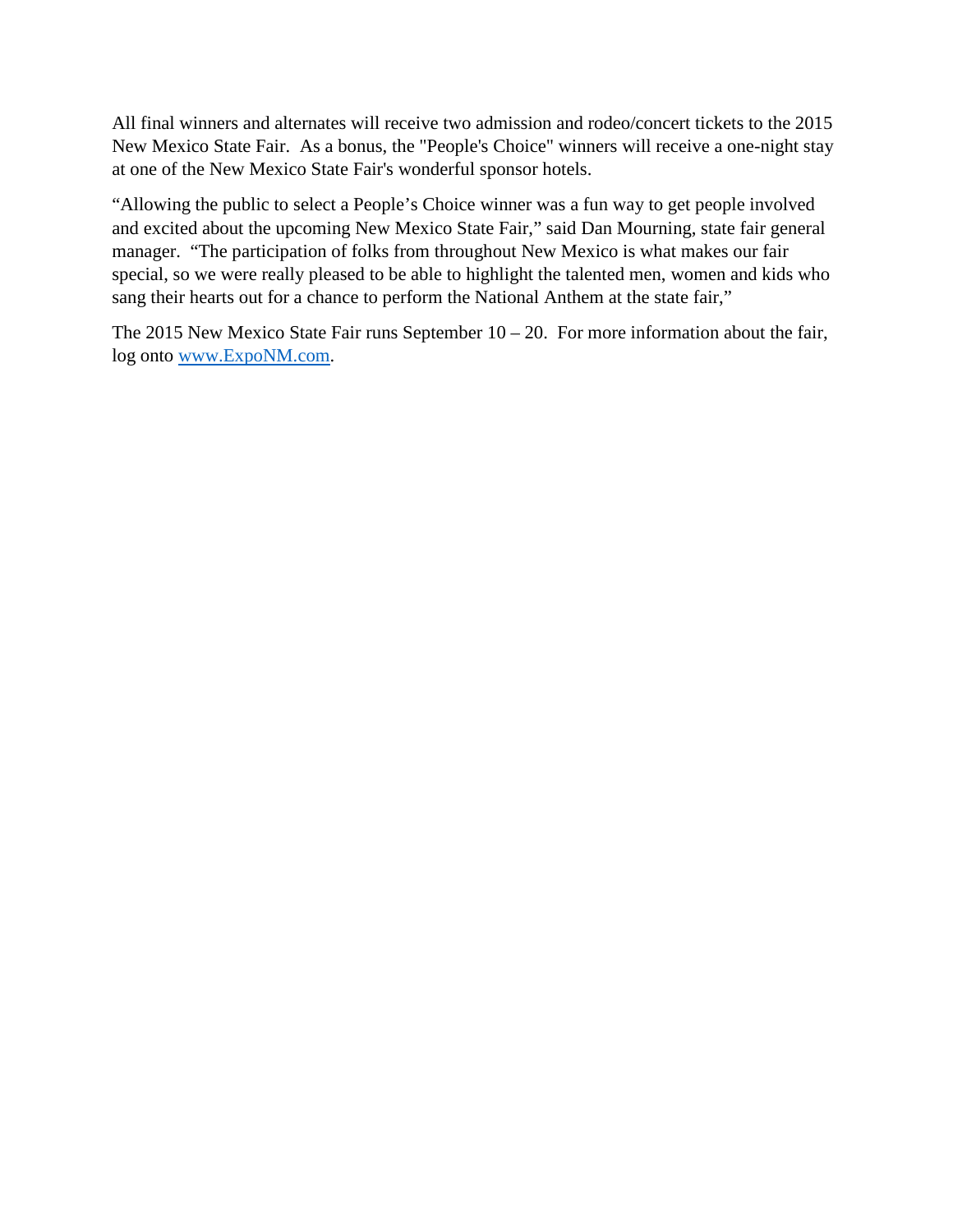All final winners and alternates will receive two admission and rodeo/concert tickets to the 2015 New Mexico State Fair.  As a bonus, the "People's Choice" winners will receive a one-night stay at one of the New Mexico State Fair's wonderful sponsor hotels.

“Allowing the public to select a People’s Choice winner was a fun way to get people involved and excited about the upcoming New Mexico State Fair,” said Dan Mourning, state fair general manager.  “The participation of folks from throughout New Mexico is what makes our fair special, so we were really pleased to be able to highlight the talented men, women and kids who sang their hearts out for a chance to perform the National Anthem at the state fair,”

The 2015 New Mexico State Fair runs September 10 – 20.  For more information about the fair, log onto [www.ExpoNM.com](http://www.ExpoNM.com).